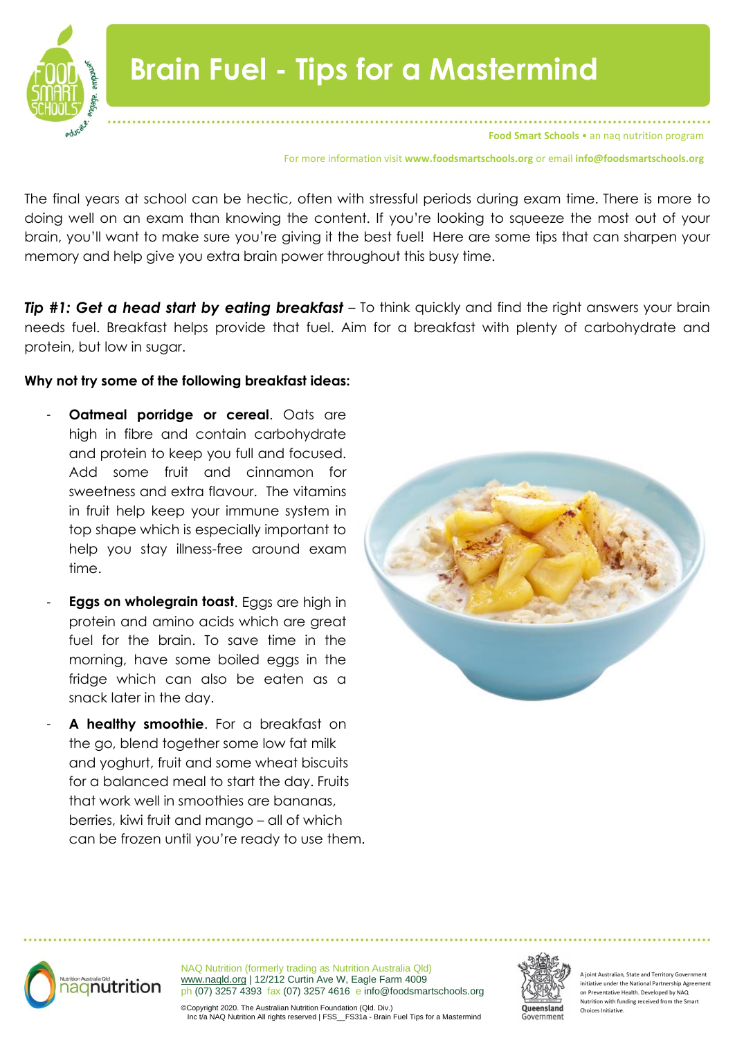# Brain Fuel - Tips for a Mastermind

**Food Smart Schools** • an naq nutrition program

For more information visit **www.foodsmartschools.org** or email **info@foodsmartschools.org**

The final years at school can be hectic, often with stressful periods during exam time. There is more to doing well on an exam than knowing the content. If you're looking to squeeze the most out of your brain, you'll want to make sure you're giving it the best fuel! Here are some tips that can sharpen your memory and help give you extra brain power throughout this busy time.

***Tip #1: Get a head start by eating breakfast*** – To think quickly and find the right answers your brain needs fuel. Breakfast helps provide that fuel. Aim for a breakfast with plenty of carbohydrate and protein, but low in sugar.

**Why not try some of the following breakfast ideas:**

- **Oatmeal porridge or cereal**. Oats are high in fibre and contain carbohydrate and protein to keep you full and focused. Add some fruit and cinnamon for sweetness and extra flavour. The vitamins in fruit help keep your immune system in top shape which is especially important to help you stay illness-free around exam time.
- **Eggs on wholegrain toast**. Eggs are high in protein and amino acids which are great fuel for the brain. To save time in the morning, have some boiled eggs in the fridge which can also be eaten as a snack later in the day.
- **A healthy smoothie**. For a breakfast on the go, blend together some low fat milk and yoghurt, fruit and some wheat biscuits for a balanced meal to start the day. Fruits that work well in smoothies are bananas, berries, kiwi fruit and mango – all of which can be frozen until you're ready to use them.

NAQ Nutrition (formerly trading as Nutrition Australia Qld)
www.naqld.org | 12/212 Curtin Ave W, Eagle Farm 4009
ph (07) 3257 4393 fax (07) 3257 4616 e info@foodsmartschools.org

©Copyright 2020. The Australian Nutrition Foundation (Qld. Div.) Inc t/a NAQ Nutrition All rights reserved | FSS__FS31a - Brain Fuel Tips for a Mastermind

A joint Australian, State and Territory Government initiative under the National Partnership Agreement on Preventative Health. Developed by NAQ Nutrition with funding received from the Smart Choices Initiative.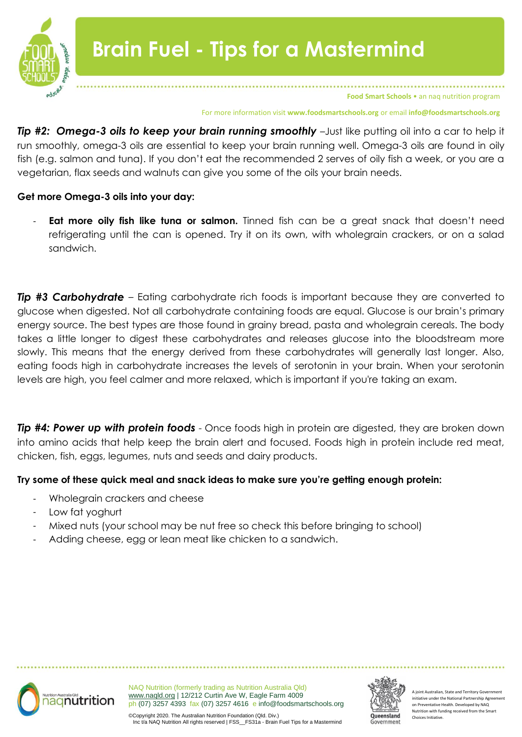# Brain Fuel - Tips for a Mastermind

***Tip #2: Omega-3 oils to keep your brain running smoothly*** –Just like putting oil into a car to help it run smoothly, omega-3 oils are essential to keep your brain running well. Omega-3 oils are found in oily fish (e.g. salmon and tuna). If you don't eat the recommended 2 serves of oily fish a week, or you are a vegetarian, flax seeds and walnuts can give you some of the oils your brain needs.

**Get more Omega-3 oils into your day:**

- **Eat more oily fish like tuna or salmon.** Tinned fish can be a great snack that doesn't need refrigerating until the can is opened. Try it on its own, with wholegrain crackers, or on a salad sandwich.

***Tip #3 Carbohydrate*** – Eating carbohydrate rich foods is important because they are converted to glucose when digested. Not all carbohydrate containing foods are equal. Glucose is our brain's primary energy source. The best types are those found in grainy bread, pasta and wholegrain cereals. The body takes a little longer to digest these carbohydrates and releases glucose into the bloodstream more slowly. This means that the energy derived from these carbohydrates will generally last longer. Also, eating foods high in carbohydrate increases the levels of serotonin in your brain. When your serotonin levels are high, you feel calmer and more relaxed, which is important if you're taking an exam.

***Tip #4: Power up with protein foods*** - Once foods high in protein are digested, they are broken down into amino acids that help keep the brain alert and focused. Foods high in protein include red meat, chicken, fish, eggs, legumes, nuts and seeds and dairy products.

**Try some of these quick meal and snack ideas to make sure you're getting enough protein:**

- Wholegrain crackers and cheese
- Low fat yoghurt
- Mixed nuts (your school may be nut free so check this before bringing to school)
- Adding cheese, egg or lean meat like chicken to a sandwich.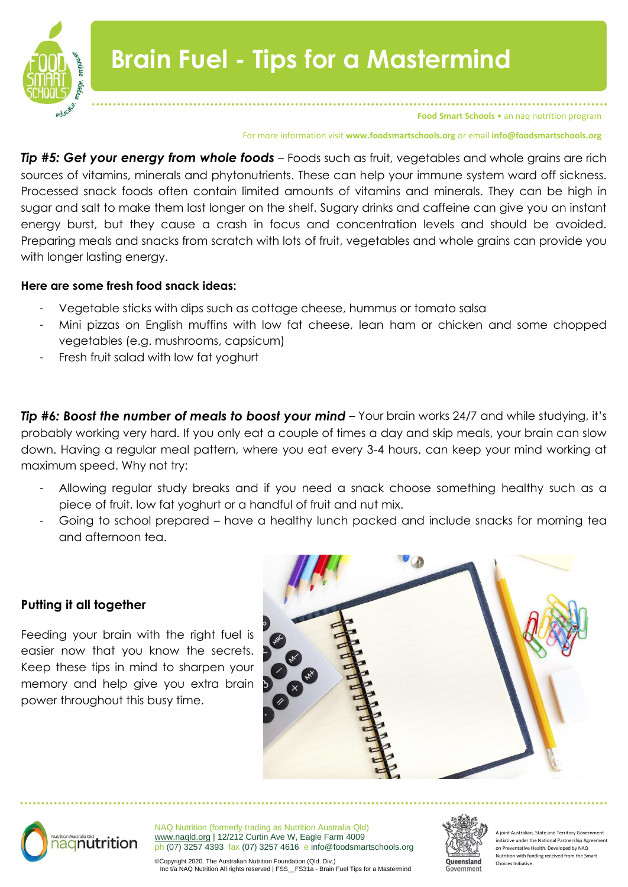# Brain Fuel - Tips for a Mastermind

**Food Smart Schools** • an naq nutrition program

For more information visit **www.foodsmartschools.org** or email **info@foodsmartschools.org**

***Tip #5: Get your energy from whole foods*** – Foods such as fruit, vegetables and whole grains are rich sources of vitamins, minerals and phytonutrients. These can help your immune system ward off sickness. Processed snack foods often contain limited amounts of vitamins and minerals. They can be high in sugar and salt to make them last longer on the shelf. Sugary drinks and caffeine can give you an instant energy burst, but they cause a crash in focus and concentration levels and should be avoided. Preparing meals and snacks from scratch with lots of fruit, vegetables and whole grains can provide you with longer lasting energy.

**Here are some fresh food snack ideas:**

- Vegetable sticks with dips such as cottage cheese, hummus or tomato salsa
- Mini pizzas on English muffins with low fat cheese, lean ham or chicken and some chopped vegetables (e.g. mushrooms, capsicum)
- Fresh fruit salad with low fat yoghurt

***Tip #6: Boost the number of meals to boost your mind*** – Your brain works 24/7 and while studying, it's probably working very hard. If you only eat a couple of times a day and skip meals, your brain can slow down. Having a regular meal pattern, where you eat every 3-4 hours, can keep your mind working at maximum speed. Why not try:

- Allowing regular study breaks and if you need a snack choose something healthy such as a piece of fruit, low fat yoghurt or a handful of fruit and nut mix.
- Going to school prepared – have a healthy lunch packed and include snacks for morning tea and afternoon tea.

**Putting it all together**

Feeding your brain with the right fuel is easier now that you know the secrets. Keep these tips in mind to sharpen your memory and help give you extra brain power throughout this busy time.

NAQ Nutrition (formerly trading as Nutrition Australia Qld)
www.naqld.org | 12/212 Curtin Ave W, Eagle Farm 4009
ph (07) 3257 4393 fax (07) 3257 4616 e info@foodsmartschools.org

©Copyright 2020. The Australian Nutrition Foundation (Qld. Div.) Inc t/a NAQ Nutrition All rights reserved | FSS__FS31a - Brain Fuel Tips for a Mastermind

A joint Australian, State and Territory Government initiative under the National Partnership Agreement on Preventative Health. Developed by NAQ Nutrition with funding received from the Smart Choices Initiative.